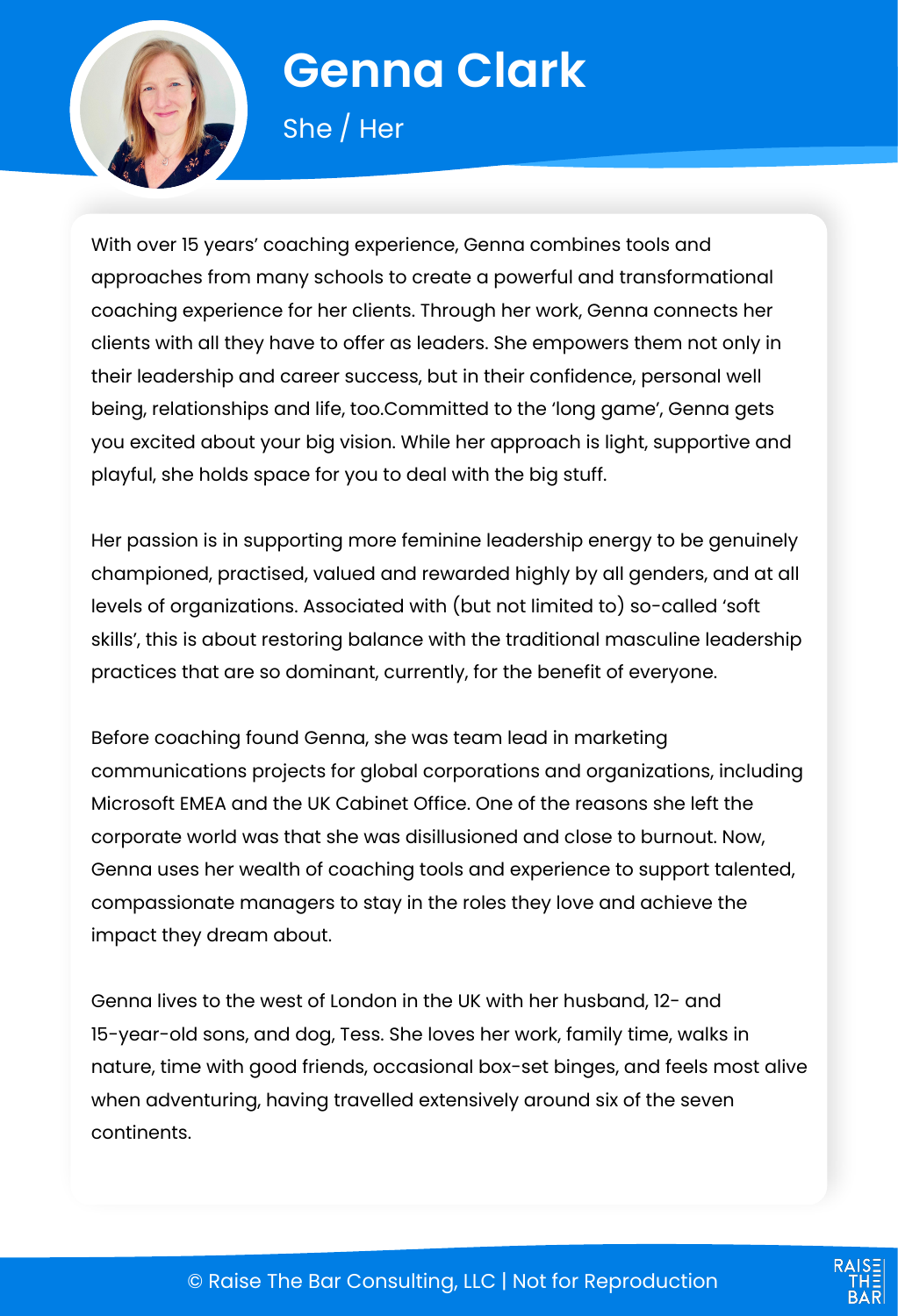# Genna Clark

She / Her

With over 15 years' coaching experience, Genna combines tools and approaches from many schools to create a powerful and transformational coaching experience for her clients. Through her work, Genna connects her clients with all they have to offer as leaders. She empowers them not only in their leadership and career success, but in their confidence, personal well being, relationships and life, too.Committed to the 'long game', Genna gets you excited about your big vision. While her approach is light, supportive and playful, she holds space for you to deal with the big stuff.

Her passion is in supporting more feminine leadership energy to be genuinely championed, practised, valued and rewarded highly by all genders, and at all levels of organizations. Associated with (but not limited to) so-called 'soft skills', this is about restoring balance with the traditional masculine leadership practices that are so dominant, currently, for the benefit of everyone.

Before coaching found Genna, she was team lead in marketing communications projects for global corporations and organizations, including Microsoft EMEA and the UK Cabinet Office. One of the reasons she left the corporate world was that she was disillusioned and close to burnout. Now, Genna uses her wealth of coaching tools and experience to support talented, compassionate managers to stay in the roles they love and achieve the impact they dream about.

Genna lives to the west of London in the UK with her husband, 12- and 15-year-old sons, and dog, Tess. She loves her work, family time, walks in nature, time with good friends, occasional box-set binges, and feels most alive when adventuring, having travelled extensively around six of the seven continents.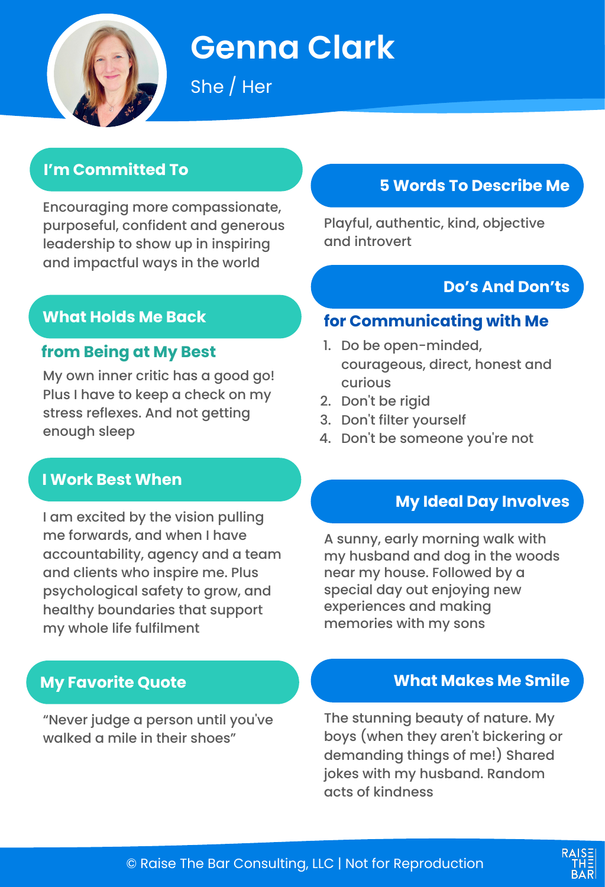# Genna Clark

She / Her

## I'm Committed To

Encouraging more compassionate, purposeful, confident and generous leadership to show up in inspiring and impactful ways in the world

## What Holds Me Back

### from Being at My Best

My own inner critic has a good go! Plus I have to keep a check on my stress reflexes. And not getting enough sleep

## I Work Best When

I am excited by the vision pulling me forwards, and when I have accountability, agency and a team and clients who inspire me. Plus psychological safety to grow, and healthy boundaries that support my whole life fulfilment

## My Favorite Quote

"Never judge a person until you've walked a mile in their shoes"

## 5 Words To Describe Me

Playful, authentic, kind, objective and introvert

## Do's And Don'ts

### for Communicating with Me

1. Do be open-minded, courageous, direct, honest and curious
2. Don't be rigid
3. Don't filter yourself
4. Don't be someone you're not

## My Ideal Day Involves

A sunny, early morning walk with my husband and dog in the woods near my house. Followed by a special day out enjoying new experiences and making memories with my sons

## What Makes Me Smile

The stunning beauty of nature. My boys (when they aren't bickering or demanding things of me!) Shared jokes with my husband. Random acts of kindness

© Raise The Bar Consulting, LLC | Not for Reproduction